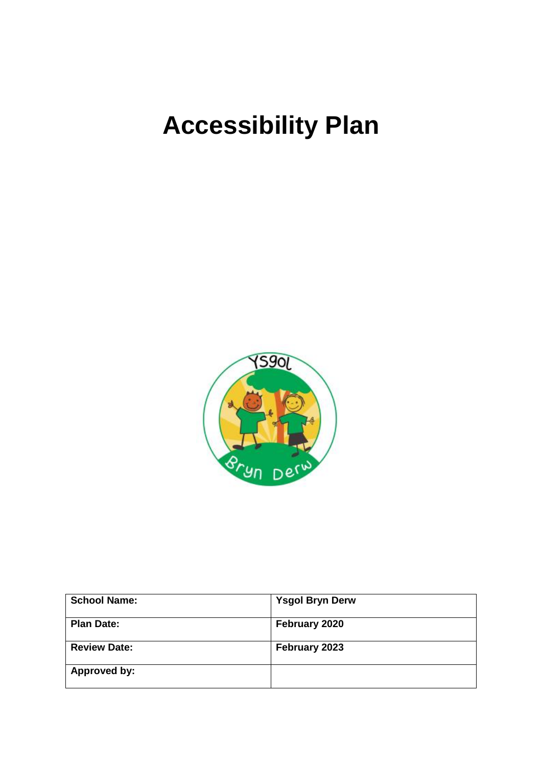# Accessibility Plan

| School Name: | Ysgol Bryn Derw |
| --- | --- |
| Plan Date: | February 2020 |
| Review Date: | February 2023 |
| Approved by: | |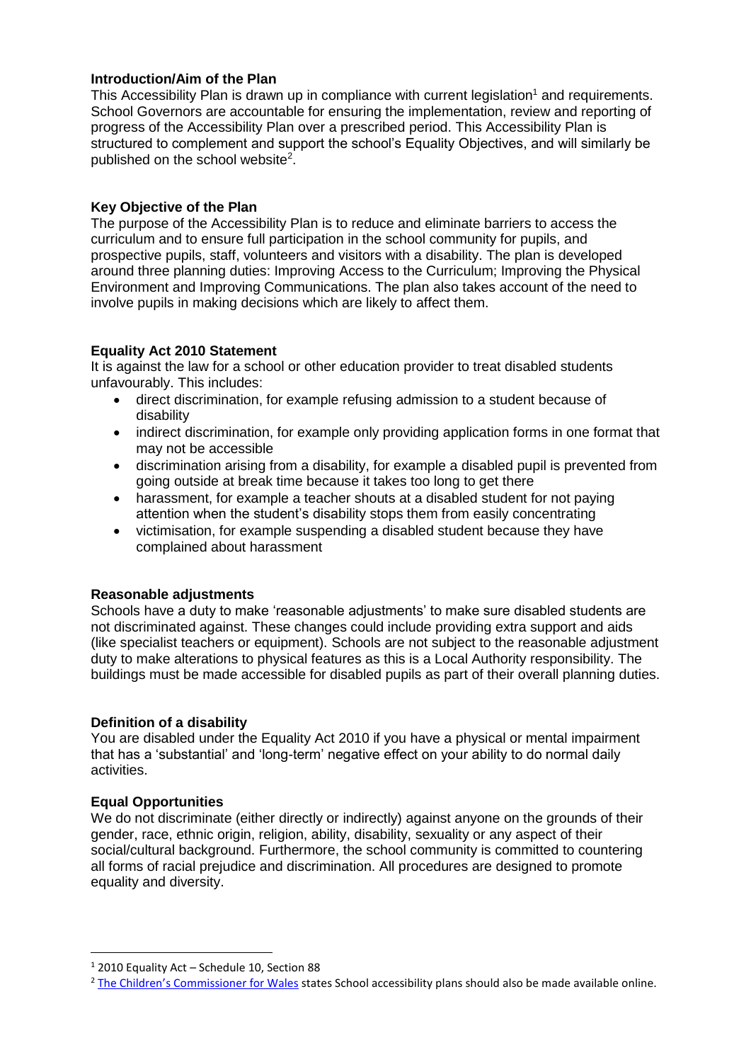**Introduction/Aim of the Plan**

This Accessibility Plan is drawn up in compliance with current legislation[1] and requirements. School Governors are accountable for ensuring the implementation, review and reporting of progress of the Accessibility Plan over a prescribed period. This Accessibility Plan is structured to complement and support the school's Equality Objectives, and will similarly be published on the school website[2].

**Key Objective of the Plan**

The purpose of the Accessibility Plan is to reduce and eliminate barriers to access the curriculum and to ensure full participation in the school community for pupils, and prospective pupils, staff, volunteers and visitors with a disability. The plan is developed around three planning duties: Improving Access to the Curriculum; Improving the Physical Environment and Improving Communications. The plan also takes account of the need to involve pupils in making decisions which are likely to affect them.

**Equality Act 2010 Statement**

It is against the law for a school or other education provider to treat disabled students unfavourably. This includes:

- direct discrimination, for example refusing admission to a student because of disability
- indirect discrimination, for example only providing application forms in one format that may not be accessible
- discrimination arising from a disability, for example a disabled pupil is prevented from going outside at break time because it takes too long to get there
- harassment, for example a teacher shouts at a disabled student for not paying attention when the student's disability stops them from easily concentrating
- victimisation, for example suspending a disabled student because they have complained about harassment

**Reasonable adjustments**

Schools have a duty to make 'reasonable adjustments' to make sure disabled students are not discriminated against. These changes could include providing extra support and aids (like specialist teachers or equipment). Schools are not subject to the reasonable adjustment duty to make alterations to physical features as this is a Local Authority responsibility. The buildings must be made accessible for disabled pupils as part of their overall planning duties.

**Definition of a disability**

You are disabled under the Equality Act 2010 if you have a physical or mental impairment that has a 'substantial' and 'long-term' negative effect on your ability to do normal daily activities.

**Equal Opportunities**

We do not discriminate (either directly or indirectly) against anyone on the grounds of their gender, race, ethnic origin, religion, ability, disability, sexuality or any aspect of their social/cultural background. Furthermore, the school community is committed to countering all forms of racial prejudice and discrimination. All procedures are designed to promote equality and diversity.

---

[1] 2010 Equality Act – Schedule 10, Section 88

[2] The Children's Commissioner for Wales states School accessibility plans should also be made available online.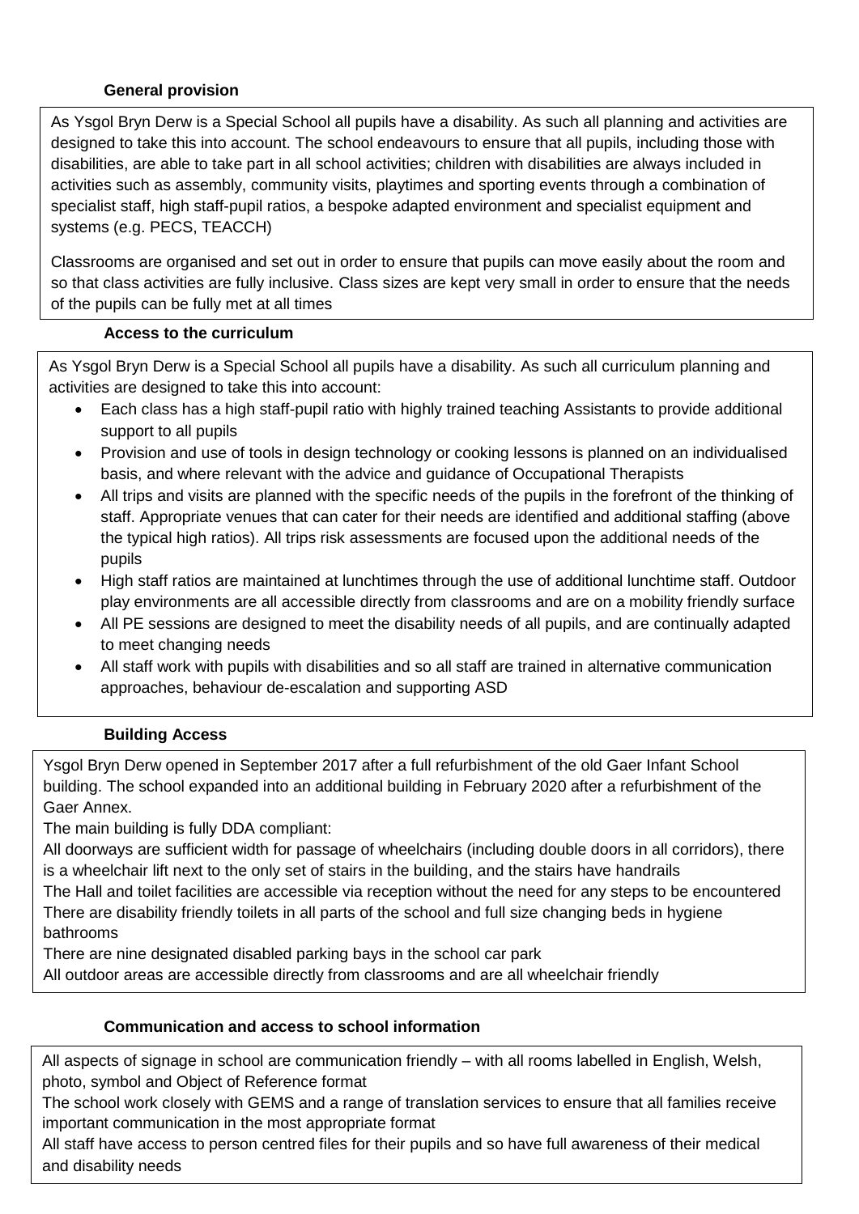**General provision**

As Ysgol Bryn Derw is a Special School all pupils have a disability. As such all planning and activities are designed to take this into account. The school endeavours to ensure that all pupils, including those with disabilities, are able to take part in all school activities; children with disabilities are always included in activities such as assembly, community visits, playtimes and sporting events through a combination of specialist staff, high staff-pupil ratios, a bespoke adapted environment and specialist equipment and systems (e.g. PECS, TEACCH)

Classrooms are organised and set out in order to ensure that pupils can move easily about the room and so that class activities are fully inclusive. Class sizes are kept very small in order to ensure that the needs of the pupils can be fully met at all times

**Access to the curriculum**

As Ysgol Bryn Derw is a Special School all pupils have a disability. As such all curriculum planning and activities are designed to take this into account:

- Each class has a high staff-pupil ratio with highly trained teaching Assistants to provide additional support to all pupils
- Provision and use of tools in design technology or cooking lessons is planned on an individualised basis, and where relevant with the advice and guidance of Occupational Therapists
- All trips and visits are planned with the specific needs of the pupils in the forefront of the thinking of staff. Appropriate venues that can cater for their needs are identified and additional staffing (above the typical high ratios). All trips risk assessments are focused upon the additional needs of the pupils
- High staff ratios are maintained at lunchtimes through the use of additional lunchtime staff. Outdoor play environments are all accessible directly from classrooms and are on a mobility friendly surface
- All PE sessions are designed to meet the disability needs of all pupils, and are continually adapted to meet changing needs
- All staff work with pupils with disabilities and so all staff are trained in alternative communication approaches, behaviour de-escalation and supporting ASD

**Building Access**

Ysgol Bryn Derw opened in September 2017 after a full refurbishment of the old Gaer Infant School building. The school expanded into an additional building in February 2020 after a refurbishment of the Gaer Annex.

The main building is fully DDA compliant:

All doorways are sufficient width for passage of wheelchairs (including double doors in all corridors), there is a wheelchair lift next to the only set of stairs in the building, and the stairs have handrails

The Hall and toilet facilities are accessible via reception without the need for any steps to be encountered

There are disability friendly toilets in all parts of the school and full size changing beds in hygiene bathrooms

There are nine designated disabled parking bays in the school car park

All outdoor areas are accessible directly from classrooms and are all wheelchair friendly

**Communication and access to school information**

All aspects of signage in school are communication friendly – with all rooms labelled in English, Welsh, photo, symbol and Object of Reference format

The school work closely with GEMS and a range of translation services to ensure that all families receive important communication in the most appropriate format

All staff have access to person centred files for their pupils and so have full awareness of their medical and disability needs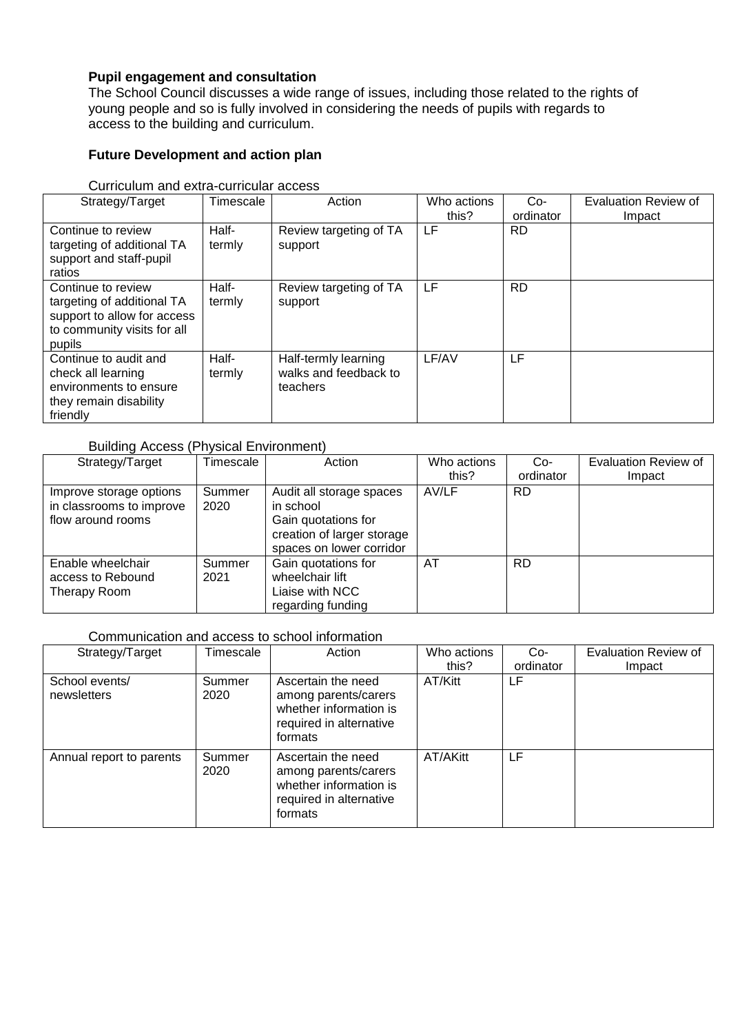**Pupil engagement and consultation**

The School Council discusses a wide range of issues, including those related to the rights of young people and so is fully involved in considering the needs of pupils with regards to access to the building and curriculum.

**Future Development and action plan**

Curriculum and extra-curricular access

| Strategy/Target | Timescale | Action | Who actions this? | Co-ordinator | Evaluation Review of Impact |
|---|---|---|---|---|---|
| Continue to review targeting of additional TA support and staff-pupil ratios | Half-termly | Review targeting of TA support | LF | RD | |
| Continue to review targeting of additional TA support to allow for access to community visits for all pupils | Half-termly | Review targeting of TA support | LF | RD | |
| Continue to audit and check all learning environments to ensure they remain disability friendly | Half-termly | Half-termly learning walks and feedback to teachers | LF/AV | LF | |

Building Access (Physical Environment)

| Strategy/Target | Timescale | Action | Who actions this? | Co-ordinator | Evaluation Review of Impact |
|---|---|---|---|---|---|
| Improve storage options in classrooms to improve flow around rooms | Summer 2020 | Audit all storage spaces in school<br>Gain quotations for creation of larger storage spaces on lower corridor | AV/LF | RD | |
| Enable wheelchair access to Rebound Therapy Room | Summer 2021 | Gain quotations for wheelchair lift<br>Liaise with NCC regarding funding | AT | RD | |

Communication and access to school information

| Strategy/Target | Timescale | Action | Who actions this? | Co-ordinator | Evaluation Review of Impact |
|---|---|---|---|---|---|
| School events/ newsletters | Summer 2020 | Ascertain the need among parents/carers whether information is required in alternative formats | AT/Kitt | LF | |
| Annual report to parents | Summer 2020 | Ascertain the need among parents/carers whether information is required in alternative formats | AT/AKitt | LF | |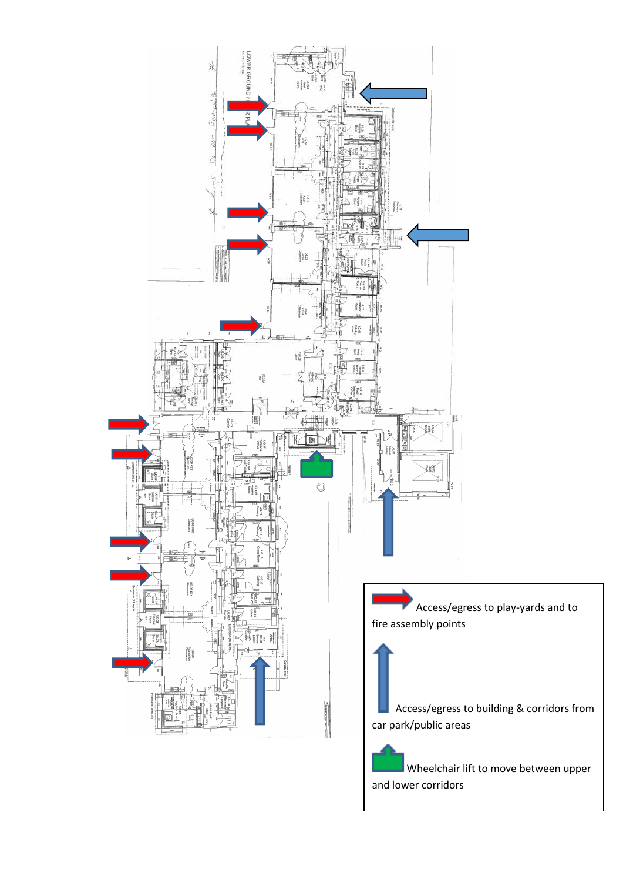Access/egress to play-yards and to fire assembly points

Access/egress to building & corridors from car park/public areas

Wheelchair lift to move between upper and lower corridors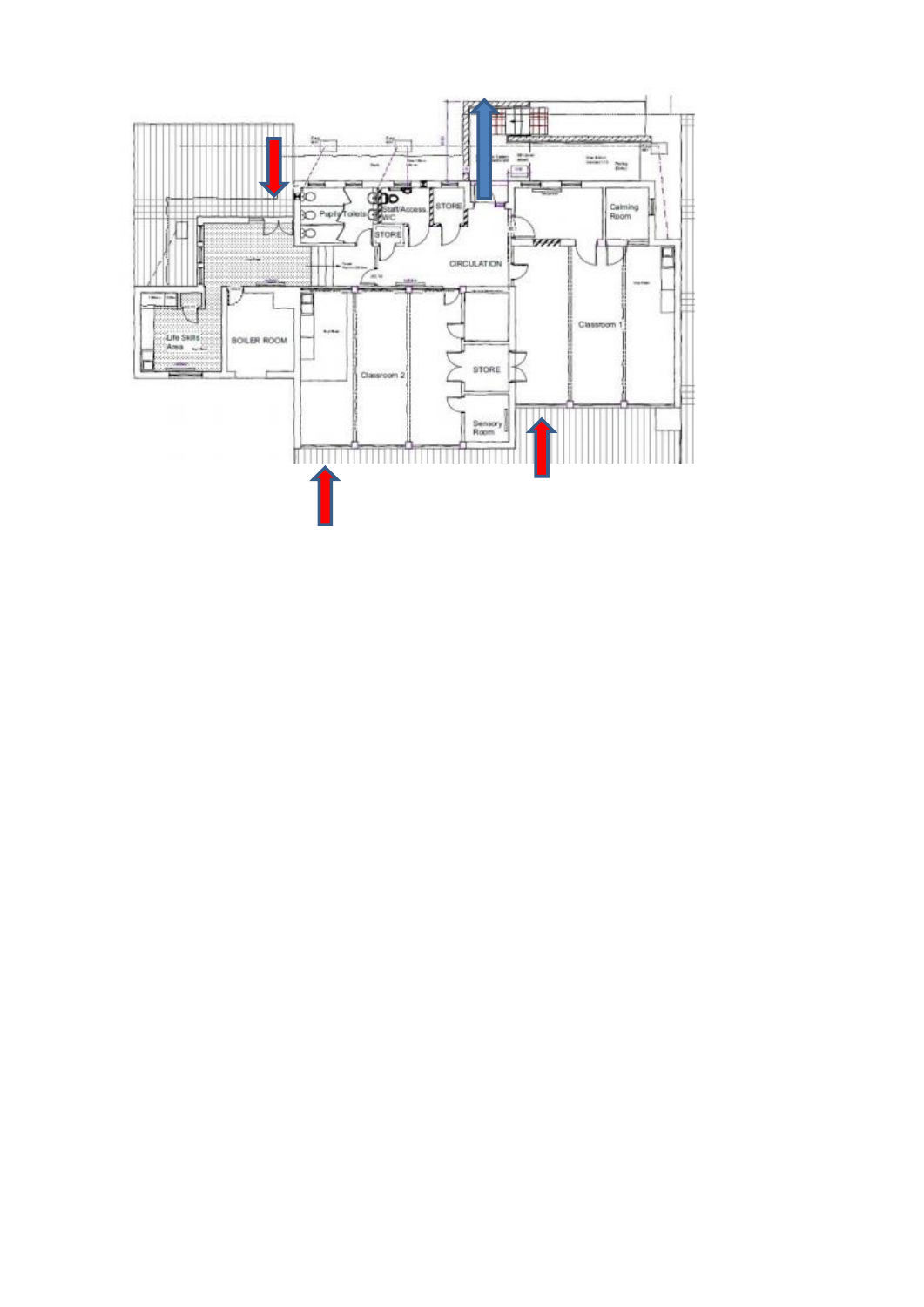Pupils Toilets

Staff/Access WC

STORE

STORE

CIRCULATION

Calming Room

Life Skills Area

BOILER ROOM

Classroom 2

STORE

Sensory Room

Classroom 1